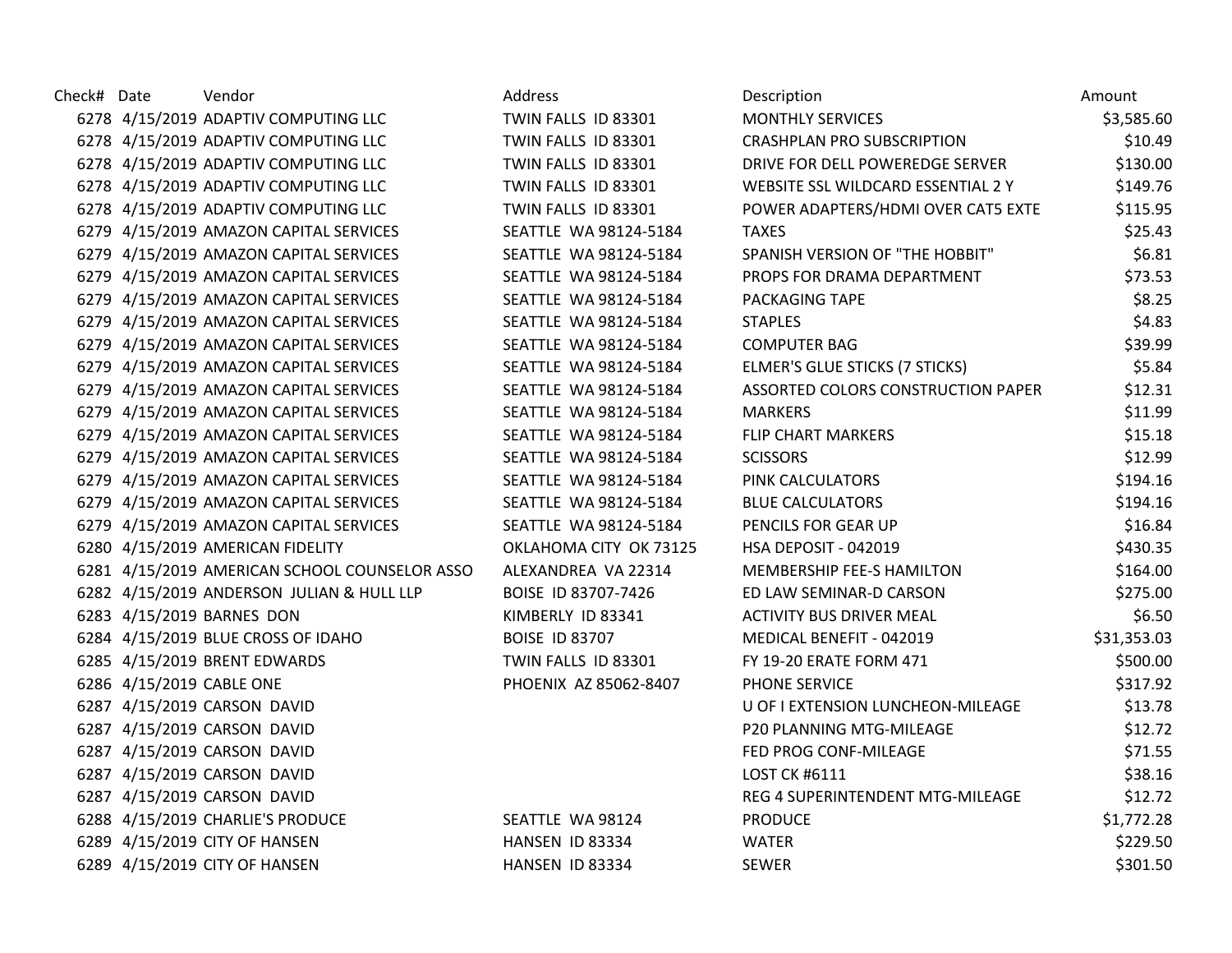| Check# | Date | Vendor | Address | Description | Amount |
|---|---|---|---|---|---|
| 6278 | 4/15/2019 | ADAPTIV COMPUTING LLC | TWIN FALLS ID 83301 | MONTHLY SERVICES | $3,585.60 |
| 6278 | 4/15/2019 | ADAPTIV COMPUTING LLC | TWIN FALLS ID 83301 | CRASHPLAN PRO SUBSCRIPTION | $10.49 |
| 6278 | 4/15/2019 | ADAPTIV COMPUTING LLC | TWIN FALLS ID 83301 | DRIVE FOR DELL POWEREDGE SERVER | $130.00 |
| 6278 | 4/15/2019 | ADAPTIV COMPUTING LLC | TWIN FALLS ID 83301 | WEBSITE SSL WILDCARD ESSENTIAL 2 Y | $149.76 |
| 6278 | 4/15/2019 | ADAPTIV COMPUTING LLC | TWIN FALLS ID 83301 | POWER ADAPTERS/HDMI OVER CAT5 EXTE | $115.95 |
| 6279 | 4/15/2019 | AMAZON CAPITAL SERVICES | SEATTLE WA 98124-5184 | TAXES | $25.43 |
| 6279 | 4/15/2019 | AMAZON CAPITAL SERVICES | SEATTLE WA 98124-5184 | SPANISH VERSION OF "THE HOBBIT" | $6.81 |
| 6279 | 4/15/2019 | AMAZON CAPITAL SERVICES | SEATTLE WA 98124-5184 | PROPS FOR DRAMA DEPARTMENT | $73.53 |
| 6279 | 4/15/2019 | AMAZON CAPITAL SERVICES | SEATTLE WA 98124-5184 | PACKAGING TAPE | $8.25 |
| 6279 | 4/15/2019 | AMAZON CAPITAL SERVICES | SEATTLE WA 98124-5184 | STAPLES | $4.83 |
| 6279 | 4/15/2019 | AMAZON CAPITAL SERVICES | SEATTLE WA 98124-5184 | COMPUTER BAG | $39.99 |
| 6279 | 4/15/2019 | AMAZON CAPITAL SERVICES | SEATTLE WA 98124-5184 | ELMER'S GLUE STICKS (7 STICKS) | $5.84 |
| 6279 | 4/15/2019 | AMAZON CAPITAL SERVICES | SEATTLE WA 98124-5184 | ASSORTED COLORS CONSTRUCTION PAPER | $12.31 |
| 6279 | 4/15/2019 | AMAZON CAPITAL SERVICES | SEATTLE WA 98124-5184 | MARKERS | $11.99 |
| 6279 | 4/15/2019 | AMAZON CAPITAL SERVICES | SEATTLE WA 98124-5184 | FLIP CHART MARKERS | $15.18 |
| 6279 | 4/15/2019 | AMAZON CAPITAL SERVICES | SEATTLE WA 98124-5184 | SCISSORS | $12.99 |
| 6279 | 4/15/2019 | AMAZON CAPITAL SERVICES | SEATTLE WA 98124-5184 | PINK CALCULATORS | $194.16 |
| 6279 | 4/15/2019 | AMAZON CAPITAL SERVICES | SEATTLE WA 98124-5184 | BLUE CALCULATORS | $194.16 |
| 6279 | 4/15/2019 | AMAZON CAPITAL SERVICES | SEATTLE WA 98124-5184 | PENCILS FOR GEAR UP | $16.84 |
| 6280 | 4/15/2019 | AMERICAN FIDELITY | OKLAHOMA CITY OK 73125 | HSA DEPOSIT - 042019 | $430.35 |
| 6281 | 4/15/2019 | AMERICAN SCHOOL COUNSELOR ASSO | ALEXANDREA VA 22314 | MEMBERSHIP FEE-S HAMILTON | $164.00 |
| 6282 | 4/15/2019 | ANDERSON JULIAN & HULL LLP | BOISE ID 83707-7426 | ED LAW SEMINAR-D CARSON | $275.00 |
| 6283 | 4/15/2019 | BARNES DON | KIMBERLY ID 83341 | ACTIVITY BUS DRIVER MEAL | $6.50 |
| 6284 | 4/15/2019 | BLUE CROSS OF IDAHO | BOISE ID 83707 | MEDICAL BENEFIT - 042019 | $31,353.03 |
| 6285 | 4/15/2019 | BRENT EDWARDS | TWIN FALLS ID 83301 | FY 19-20 ERATE FORM 471 | $500.00 |
| 6286 | 4/15/2019 | CABLE ONE | PHOENIX AZ 85062-8407 | PHONE SERVICE | $317.92 |
| 6287 | 4/15/2019 | CARSON DAVID | | U OF I EXTENSION LUNCHEON-MILEAGE | $13.78 |
| 6287 | 4/15/2019 | CARSON DAVID | | P20 PLANNING MTG-MILEAGE | $12.72 |
| 6287 | 4/15/2019 | CARSON DAVID | | FED PROG CONF-MILEAGE | $71.55 |
| 6287 | 4/15/2019 | CARSON DAVID | | LOST CK #6111 | $38.16 |
| 6287 | 4/15/2019 | CARSON DAVID | | REG 4 SUPERINTENDENT MTG-MILEAGE | $12.72 |
| 6288 | 4/15/2019 | CHARLIE'S PRODUCE | SEATTLE WA 98124 | PRODUCE | $1,772.28 |
| 6289 | 4/15/2019 | CITY OF HANSEN | HANSEN ID 83334 | WATER | $229.50 |
| 6289 | 4/15/2019 | CITY OF HANSEN | HANSEN ID 83334 | SEWER | $301.50 |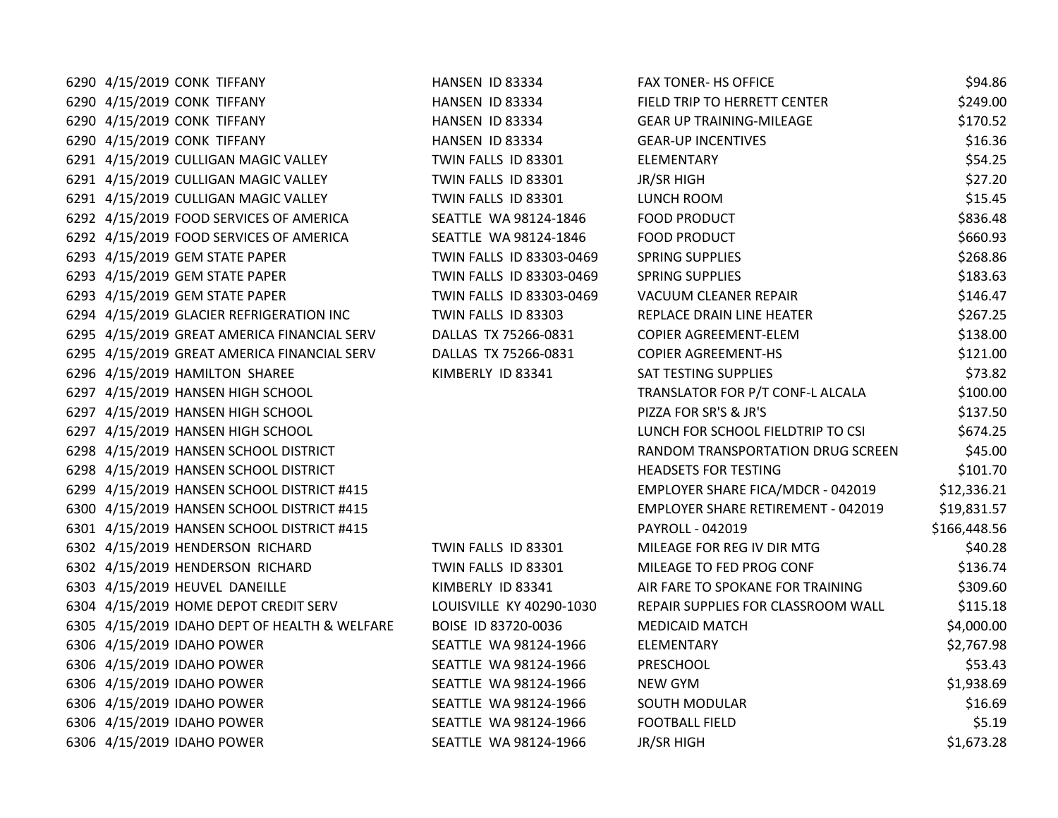| | | | | | |
|---|---|---|---|---|---|
| 6290 | 4/15/2019 | CONK TIFFANY | HANSEN ID 83334 | FAX TONER- HS OFFICE | $94.86 |
| 6290 | 4/15/2019 | CONK TIFFANY | HANSEN ID 83334 | FIELD TRIP TO HERRETT CENTER | $249.00 |
| 6290 | 4/15/2019 | CONK TIFFANY | HANSEN ID 83334 | GEAR UP TRAINING-MILEAGE | $170.52 |
| 6290 | 4/15/2019 | CONK TIFFANY | HANSEN ID 83334 | GEAR-UP INCENTIVES | $16.36 |
| 6291 | 4/15/2019 | CULLIGAN MAGIC VALLEY | TWIN FALLS ID 83301 | ELEMENTARY | $54.25 |
| 6291 | 4/15/2019 | CULLIGAN MAGIC VALLEY | TWIN FALLS ID 83301 | JR/SR HIGH | $27.20 |
| 6291 | 4/15/2019 | CULLIGAN MAGIC VALLEY | TWIN FALLS ID 83301 | LUNCH ROOM | $15.45 |
| 6292 | 4/15/2019 | FOOD SERVICES OF AMERICA | SEATTLE WA 98124-1846 | FOOD PRODUCT | $836.48 |
| 6292 | 4/15/2019 | FOOD SERVICES OF AMERICA | SEATTLE WA 98124-1846 | FOOD PRODUCT | $660.93 |
| 6293 | 4/15/2019 | GEM STATE PAPER | TWIN FALLS ID 83303-0469 | SPRING SUPPLIES | $268.86 |
| 6293 | 4/15/2019 | GEM STATE PAPER | TWIN FALLS ID 83303-0469 | SPRING SUPPLIES | $183.63 |
| 6293 | 4/15/2019 | GEM STATE PAPER | TWIN FALLS ID 83303-0469 | VACUUM CLEANER REPAIR | $146.47 |
| 6294 | 4/15/2019 | GLACIER REFRIGERATION INC | TWIN FALLS ID 83303 | REPLACE DRAIN LINE HEATER | $267.25 |
| 6295 | 4/15/2019 | GREAT AMERICA FINANCIAL SERV | DALLAS TX 75266-0831 | COPIER AGREEMENT-ELEM | $138.00 |
| 6295 | 4/15/2019 | GREAT AMERICA FINANCIAL SERV | DALLAS TX 75266-0831 | COPIER AGREEMENT-HS | $121.00 |
| 6296 | 4/15/2019 | HAMILTON SHAREE | KIMBERLY ID 83341 | SAT TESTING SUPPLIES | $73.82 |
| 6297 | 4/15/2019 | HANSEN HIGH SCHOOL | | TRANSLATOR FOR P/T CONF-L ALCALA | $100.00 |
| 6297 | 4/15/2019 | HANSEN HIGH SCHOOL | | PIZZA FOR SR'S & JR'S | $137.50 |
| 6297 | 4/15/2019 | HANSEN HIGH SCHOOL | | LUNCH FOR SCHOOL FIELDTRIP TO CSI | $674.25 |
| 6298 | 4/15/2019 | HANSEN SCHOOL DISTRICT | | RANDOM TRANSPORTATION DRUG SCREEN | $45.00 |
| 6298 | 4/15/2019 | HANSEN SCHOOL DISTRICT | | HEADSETS FOR TESTING | $101.70 |
| 6299 | 4/15/2019 | HANSEN SCHOOL DISTRICT #415 | | EMPLOYER SHARE FICA/MDCR - 042019 | $12,336.21 |
| 6300 | 4/15/2019 | HANSEN SCHOOL DISTRICT #415 | | EMPLOYER SHARE RETIREMENT - 042019 | $19,831.57 |
| 6301 | 4/15/2019 | HANSEN SCHOOL DISTRICT #415 | | PAYROLL - 042019 | $166,448.56 |
| 6302 | 4/15/2019 | HENDERSON RICHARD | TWIN FALLS ID 83301 | MILEAGE FOR REG IV DIR MTG | $40.28 |
| 6302 | 4/15/2019 | HENDERSON RICHARD | TWIN FALLS ID 83301 | MILEAGE TO FED PROG CONF | $136.74 |
| 6303 | 4/15/2019 | HEUVEL DANEILLE | KIMBERLY ID 83341 | AIR FARE TO SPOKANE FOR TRAINING | $309.60 |
| 6304 | 4/15/2019 | HOME DEPOT CREDIT SERV | LOUISVILLE KY 40290-1030 | REPAIR SUPPLIES FOR CLASSROOM WALL | $115.18 |
| 6305 | 4/15/2019 | IDAHO DEPT OF HEALTH & WELFARE | BOISE ID 83720-0036 | MEDICAID MATCH | $4,000.00 |
| 6306 | 4/15/2019 | IDAHO POWER | SEATTLE WA 98124-1966 | ELEMENTARY | $2,767.98 |
| 6306 | 4/15/2019 | IDAHO POWER | SEATTLE WA 98124-1966 | PRESCHOOL | $53.43 |
| 6306 | 4/15/2019 | IDAHO POWER | SEATTLE WA 98124-1966 | NEW GYM | $1,938.69 |
| 6306 | 4/15/2019 | IDAHO POWER | SEATTLE WA 98124-1966 | SOUTH MODULAR | $16.69 |
| 6306 | 4/15/2019 | IDAHO POWER | SEATTLE WA 98124-1966 | FOOTBALL FIELD | $5.19 |
| 6306 | 4/15/2019 | IDAHO POWER | SEATTLE WA 98124-1966 | JR/SR HIGH | $1,673.28 |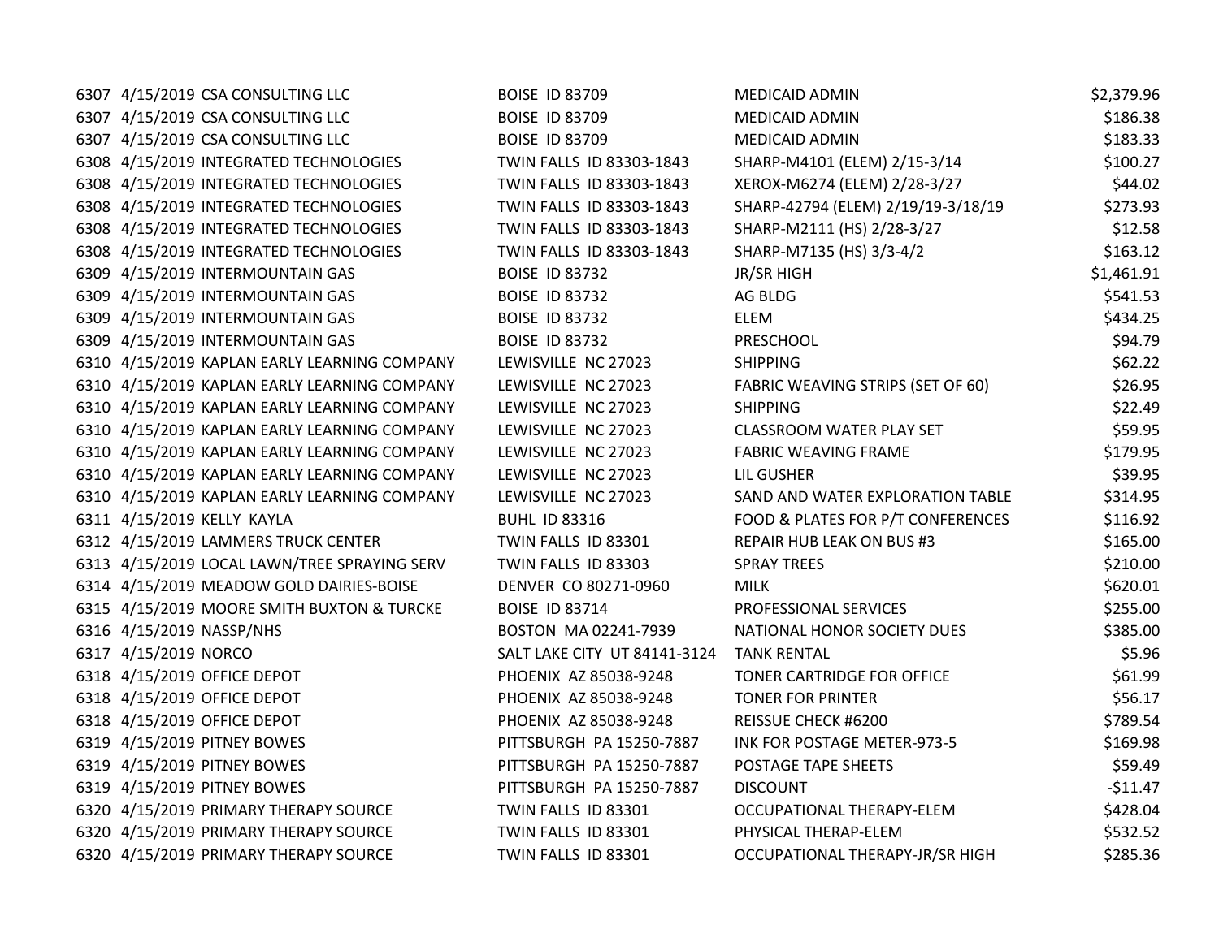| | | | | | |
|---|---|---|---|---|---|
| 6307 | 4/15/2019 | CSA CONSULTING LLC | BOISE ID 83709 | MEDICAID ADMIN | $2,379.96 |
| 6307 | 4/15/2019 | CSA CONSULTING LLC | BOISE ID 83709 | MEDICAID ADMIN | $186.38 |
| 6307 | 4/15/2019 | CSA CONSULTING LLC | BOISE ID 83709 | MEDICAID ADMIN | $183.33 |
| 6308 | 4/15/2019 | INTEGRATED TECHNOLOGIES | TWIN FALLS ID 83303-1843 | SHARP-M4101 (ELEM) 2/15-3/14 | $100.27 |
| 6308 | 4/15/2019 | INTEGRATED TECHNOLOGIES | TWIN FALLS ID 83303-1843 | XEROX-M6274 (ELEM) 2/28-3/27 | $44.02 |
| 6308 | 4/15/2019 | INTEGRATED TECHNOLOGIES | TWIN FALLS ID 83303-1843 | SHARP-42794 (ELEM) 2/19/19-3/18/19 | $273.93 |
| 6308 | 4/15/2019 | INTEGRATED TECHNOLOGIES | TWIN FALLS ID 83303-1843 | SHARP-M2111 (HS) 2/28-3/27 | $12.58 |
| 6308 | 4/15/2019 | INTEGRATED TECHNOLOGIES | TWIN FALLS ID 83303-1843 | SHARP-M7135 (HS) 3/3-4/2 | $163.12 |
| 6309 | 4/15/2019 | INTERMOUNTAIN GAS | BOISE ID 83732 | JR/SR HIGH | $1,461.91 |
| 6309 | 4/15/2019 | INTERMOUNTAIN GAS | BOISE ID 83732 | AG BLDG | $541.53 |
| 6309 | 4/15/2019 | INTERMOUNTAIN GAS | BOISE ID 83732 | ELEM | $434.25 |
| 6309 | 4/15/2019 | INTERMOUNTAIN GAS | BOISE ID 83732 | PRESCHOOL | $94.79 |
| 6310 | 4/15/2019 | KAPLAN EARLY LEARNING COMPANY | LEWISVILLE NC 27023 | SHIPPING | $62.22 |
| 6310 | 4/15/2019 | KAPLAN EARLY LEARNING COMPANY | LEWISVILLE NC 27023 | FABRIC WEAVING STRIPS (SET OF 60) | $26.95 |
| 6310 | 4/15/2019 | KAPLAN EARLY LEARNING COMPANY | LEWISVILLE NC 27023 | SHIPPING | $22.49 |
| 6310 | 4/15/2019 | KAPLAN EARLY LEARNING COMPANY | LEWISVILLE NC 27023 | CLASSROOM WATER PLAY SET | $59.95 |
| 6310 | 4/15/2019 | KAPLAN EARLY LEARNING COMPANY | LEWISVILLE NC 27023 | FABRIC WEAVING FRAME | $179.95 |
| 6310 | 4/15/2019 | KAPLAN EARLY LEARNING COMPANY | LEWISVILLE NC 27023 | LIL GUSHER | $39.95 |
| 6310 | 4/15/2019 | KAPLAN EARLY LEARNING COMPANY | LEWISVILLE NC 27023 | SAND AND WATER EXPLORATION TABLE | $314.95 |
| 6311 | 4/15/2019 | KELLY KAYLA | BUHL ID 83316 | FOOD & PLATES FOR P/T CONFERENCES | $116.92 |
| 6312 | 4/15/2019 | LAMMERS TRUCK CENTER | TWIN FALLS ID 83301 | REPAIR HUB LEAK ON BUS #3 | $165.00 |
| 6313 | 4/15/2019 | LOCAL LAWN/TREE SPRAYING SERV | TWIN FALLS ID 83303 | SPRAY TREES | $210.00 |
| 6314 | 4/15/2019 | MEADOW GOLD DAIRIES-BOISE | DENVER CO 80271-0960 | MILK | $620.01 |
| 6315 | 4/15/2019 | MOORE SMITH BUXTON & TURCKE | BOISE ID 83714 | PROFESSIONAL SERVICES | $255.00 |
| 6316 | 4/15/2019 | NASSP/NHS | BOSTON MA 02241-7939 | NATIONAL HONOR SOCIETY DUES | $385.00 |
| 6317 | 4/15/2019 | NORCO | SALT LAKE CITY UT 84141-3124 | TANK RENTAL | $5.96 |
| 6318 | 4/15/2019 | OFFICE DEPOT | PHOENIX AZ 85038-9248 | TONER CARTRIDGE FOR OFFICE | $61.99 |
| 6318 | 4/15/2019 | OFFICE DEPOT | PHOENIX AZ 85038-9248 | TONER FOR PRINTER | $56.17 |
| 6318 | 4/15/2019 | OFFICE DEPOT | PHOENIX AZ 85038-9248 | REISSUE CHECK #6200 | $789.54 |
| 6319 | 4/15/2019 | PITNEY BOWES | PITTSBURGH PA 15250-7887 | INK FOR POSTAGE METER-973-5 | $169.98 |
| 6319 | 4/15/2019 | PITNEY BOWES | PITTSBURGH PA 15250-7887 | POSTAGE TAPE SHEETS | $59.49 |
| 6319 | 4/15/2019 | PITNEY BOWES | PITTSBURGH PA 15250-7887 | DISCOUNT | -$11.47 |
| 6320 | 4/15/2019 | PRIMARY THERAPY SOURCE | TWIN FALLS ID 83301 | OCCUPATIONAL THERAPY-ELEM | $428.04 |
| 6320 | 4/15/2019 | PRIMARY THERAPY SOURCE | TWIN FALLS ID 83301 | PHYSICAL THERAP-ELEM | $532.52 |
| 6320 | 4/15/2019 | PRIMARY THERAPY SOURCE | TWIN FALLS ID 83301 | OCCUPATIONAL THERAPY-JR/SR HIGH | $285.36 |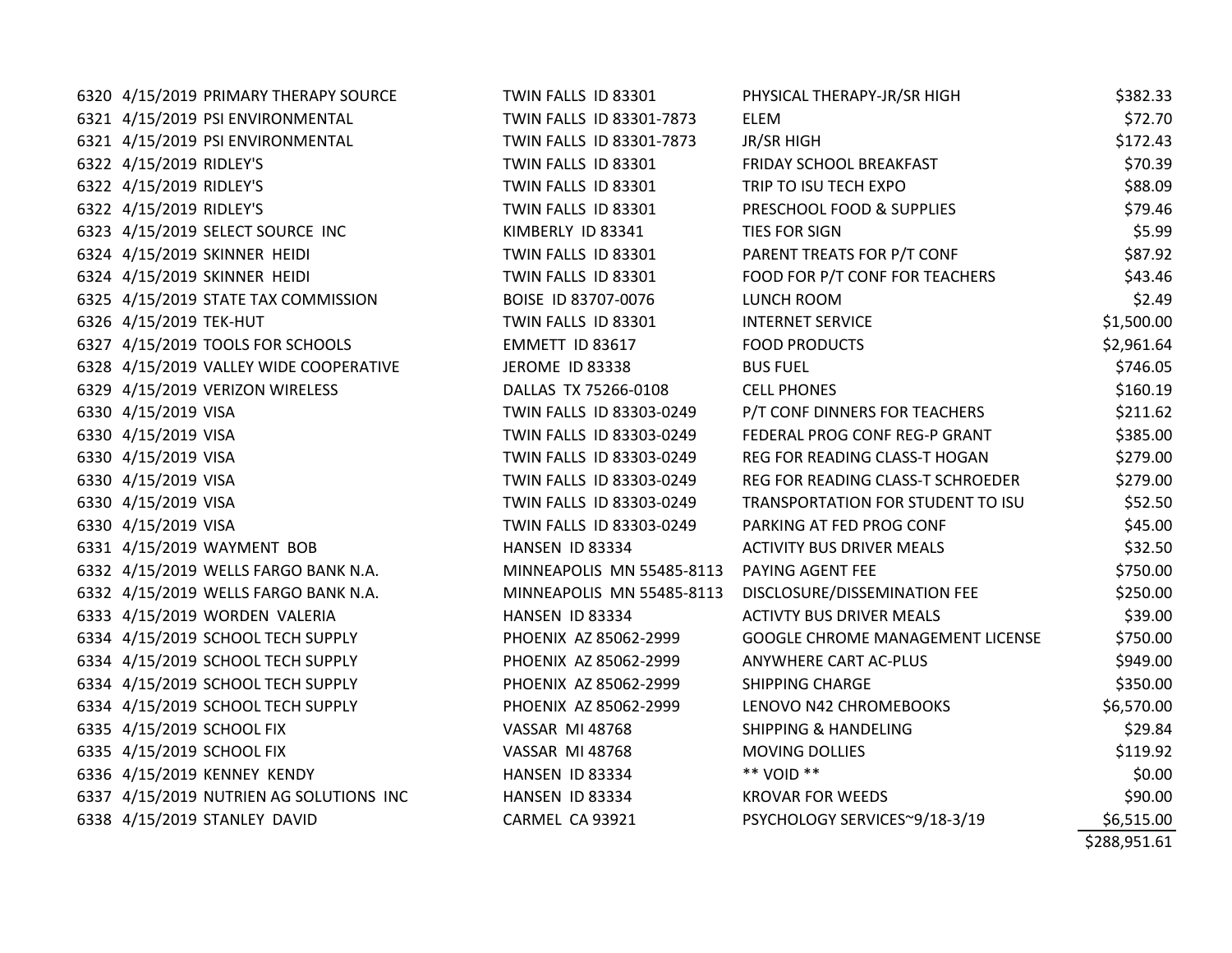| | | | | | |
|---|---|---|---|---|---|
| 6320 | 4/15/2019 | PRIMARY THERAPY SOURCE | TWIN FALLS ID 83301 | PHYSICAL THERAPY-JR/SR HIGH | $382.33 |
| 6321 | 4/15/2019 | PSI ENVIRONMENTAL | TWIN FALLS ID 83301-7873 | ELEM | $72.70 |
| 6321 | 4/15/2019 | PSI ENVIRONMENTAL | TWIN FALLS ID 83301-7873 | JR/SR HIGH | $172.43 |
| 6322 | 4/15/2019 | RIDLEY'S | TWIN FALLS ID 83301 | FRIDAY SCHOOL BREAKFAST | $70.39 |
| 6322 | 4/15/2019 | RIDLEY'S | TWIN FALLS ID 83301 | TRIP TO ISU TECH EXPO | $88.09 |
| 6322 | 4/15/2019 | RIDLEY'S | TWIN FALLS ID 83301 | PRESCHOOL FOOD & SUPPLIES | $79.46 |
| 6323 | 4/15/2019 | SELECT SOURCE INC | KIMBERLY ID 83341 | TIES FOR SIGN | $5.99 |
| 6324 | 4/15/2019 | SKINNER HEIDI | TWIN FALLS ID 83301 | PARENT TREATS FOR P/T CONF | $87.92 |
| 6324 | 4/15/2019 | SKINNER HEIDI | TWIN FALLS ID 83301 | FOOD FOR P/T CONF FOR TEACHERS | $43.46 |
| 6325 | 4/15/2019 | STATE TAX COMMISSION | BOISE ID 83707-0076 | LUNCH ROOM | $2.49 |
| 6326 | 4/15/2019 | TEK-HUT | TWIN FALLS ID 83301 | INTERNET SERVICE | $1,500.00 |
| 6327 | 4/15/2019 | TOOLS FOR SCHOOLS | EMMETT ID 83617 | FOOD PRODUCTS | $2,961.64 |
| 6328 | 4/15/2019 | VALLEY WIDE COOPERATIVE | JEROME ID 83338 | BUS FUEL | $746.05 |
| 6329 | 4/15/2019 | VERIZON WIRELESS | DALLAS TX 75266-0108 | CELL PHONES | $160.19 |
| 6330 | 4/15/2019 | VISA | TWIN FALLS ID 83303-0249 | P/T CONF DINNERS FOR TEACHERS | $211.62 |
| 6330 | 4/15/2019 | VISA | TWIN FALLS ID 83303-0249 | FEDERAL PROG CONF REG-P GRANT | $385.00 |
| 6330 | 4/15/2019 | VISA | TWIN FALLS ID 83303-0249 | REG FOR READING CLASS-T HOGAN | $279.00 |
| 6330 | 4/15/2019 | VISA | TWIN FALLS ID 83303-0249 | REG FOR READING CLASS-T SCHROEDER | $279.00 |
| 6330 | 4/15/2019 | VISA | TWIN FALLS ID 83303-0249 | TRANSPORTATION FOR STUDENT TO ISU | $52.50 |
| 6330 | 4/15/2019 | VISA | TWIN FALLS ID 83303-0249 | PARKING AT FED PROG CONF | $45.00 |
| 6331 | 4/15/2019 | WAYMENT BOB | HANSEN ID 83334 | ACTIVITY BUS DRIVER MEALS | $32.50 |
| 6332 | 4/15/2019 | WELLS FARGO BANK N.A. | MINNEAPOLIS MN 55485-8113 | PAYING AGENT FEE | $750.00 |
| 6332 | 4/15/2019 | WELLS FARGO BANK N.A. | MINNEAPOLIS MN 55485-8113 | DISCLOSURE/DISSEMINATION FEE | $250.00 |
| 6333 | 4/15/2019 | WORDEN VALERIA | HANSEN ID 83334 | ACTIVTY BUS DRIVER MEALS | $39.00 |
| 6334 | 4/15/2019 | SCHOOL TECH SUPPLY | PHOENIX AZ 85062-2999 | GOOGLE CHROME MANAGEMENT LICENSE | $750.00 |
| 6334 | 4/15/2019 | SCHOOL TECH SUPPLY | PHOENIX AZ 85062-2999 | ANYWHERE CART AC-PLUS | $949.00 |
| 6334 | 4/15/2019 | SCHOOL TECH SUPPLY | PHOENIX AZ 85062-2999 | SHIPPING CHARGE | $350.00 |
| 6334 | 4/15/2019 | SCHOOL TECH SUPPLY | PHOENIX AZ 85062-2999 | LENOVO N42 CHROMEBOOKS | $6,570.00 |
| 6335 | 4/15/2019 | SCHOOL FIX | VASSAR MI 48768 | SHIPPING & HANDELING | $29.84 |
| 6335 | 4/15/2019 | SCHOOL FIX | VASSAR MI 48768 | MOVING DOLLIES | $119.92 |
| 6336 | 4/15/2019 | KENNEY KENDY | HANSEN ID 83334 | ** VOID ** | $0.00 |
| 6337 | 4/15/2019 | NUTRIEN AG SOLUTIONS INC | HANSEN ID 83334 | KROVAR FOR WEEDS | $90.00 |
| 6338 | 4/15/2019 | STANLEY DAVID | CARMEL CA 93921 | PSYCHOLOGY SERVICES~9/18-3/19 | $6,515.00 |
| | | | | | $288,951.61 |